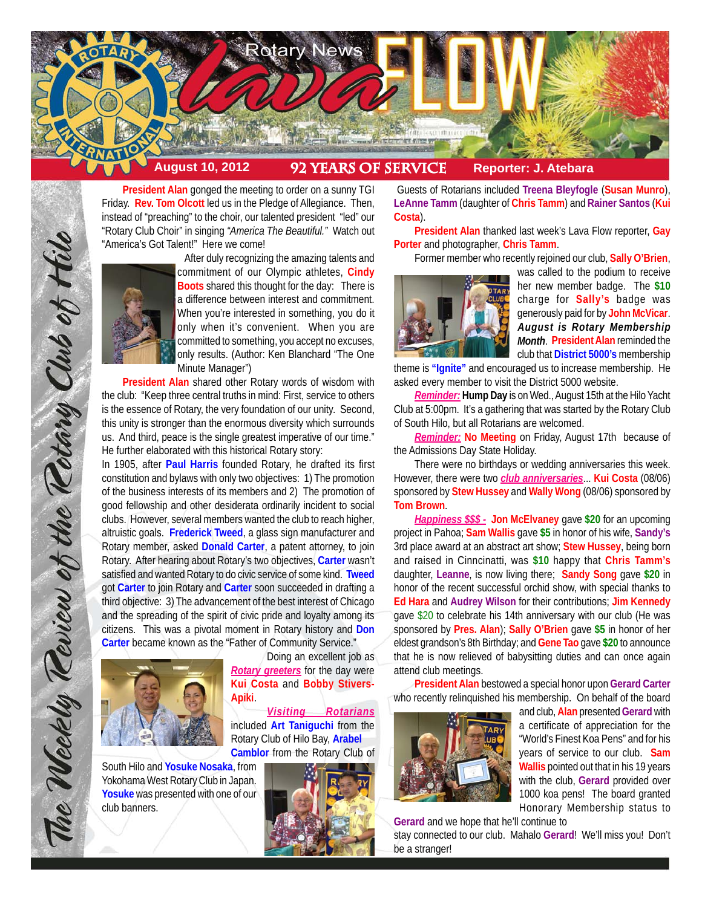# Rotary News lava FLOW

**August 10, 2012** | **92 YEARS OF SERVICE** | **Reporter: J. Atebara**

*The Weekly Review of the Rotary Club of Hilo*

**President Alan** gonged the meeting to order on a sunny TGI Friday. **Rev. Tom Olcott** led us in the Pledge of Allegiance. Then, instead of "preaching" to the choir, our talented president "led" our "Rotary Club Choir" in singing *"America The Beautiful."* Watch out "America's Got Talent!" Here we come!

After duly recognizing the amazing talents and commitment of our Olympic athletes, **Cindy Boots** shared this thought for the day: There is a difference between interest and commitment. When you're interested in something, you do it only when it's convenient. When you are committed to something, you accept no excuses, only results. (Author: Ken Blanchard "The One Minute Manager")

**President Alan** shared other Rotary words of wisdom with the club: "Keep three central truths in mind: First, service to others is the essence of Rotary, the very foundation of our unity. Second, this unity is stronger than the enormous diversity which surrounds us. And third, peace is the single greatest imperative of our time." He further elaborated with this historical Rotary story:

In 1905, after **Paul Harris** founded Rotary, he drafted its first constitution and bylaws with only two objectives: 1) The promotion of the business interests of its members and 2) The promotion of good fellowship and other desiderata ordinarily incident to social clubs. However, several members wanted the club to reach higher, altruistic goals. **Frederick Tweed**, a glass sign manufacturer and Rotary member, asked **Donald Carter**, a patent attorney, to join Rotary. After hearing about Rotary's two objectives, **Carter** wasn't satisfied and wanted Rotary to do civic service of some kind. **Tweed** got **Carter** to join Rotary and **Carter** soon succeeded in drafting a third objective: 3) The advancement of the best interest of Chicago and the spreading of the spirit of civic pride and loyalty among its citizens. This was a pivotal moment in Rotary history and **Don Carter** became known as the "Father of Community Service."

Doing an excellent job as ***Rotary greeters*** for the day were **Kui Costa** and **Bobby Stivers-Apiki**.

***Visiting Rotarians*** included **Art Taniguchi** from the Rotary Club of Hilo Bay, **Arabel Camblor** from the Rotary Club of South Hilo and **Yosuke Nosaka**, from Yokohama West Rotary Club in Japan. **Yosuke** was presented with one of our club banners.

Guests of Rotarians included **Treena Bleyfogle** (**Susan Munro**), **LeAnne Tamm** (daughter of **Chris Tamm**) and **Rainer Santos** (**Kui Costa**).

**President Alan** thanked last week's Lava Flow reporter, **Gay Porter** and photographer, **Chris Tamm**.

Former member who recently rejoined our club, **Sally O'Brien**, was called to the podium to receive her new member badge. The **$10** charge for **Sally's** badge was generously paid for by **John McVicar**. ***August is Rotary Membership Month***. **President Alan** reminded the club that **District 5000's** membership theme is **"Ignite"** and encouraged us to increase membership. He asked every member to visit the District 5000 website.

***Reminder:*** **Hump Day** is on Wed., August 15th at the Hilo Yacht Club at 5:00pm. It's a gathering that was started by the Rotary Club of South Hilo, but all Rotarians are welcomed.

***Reminder:*** **No Meeting** on Friday, August 17th because of the Admissions Day State Holiday.

There were no birthdays or wedding anniversaries this week. However, there were two ***club anniversaries***... **Kui Costa** (08/06) sponsored by **Stew Hussey** and **Wally Wong** (08/06) sponsored by **Tom Brown**.

***Happiness $$$ -*** **Jon McElvaney** gave **$20** for an upcoming project in Pahoa; **Sam Wallis** gave **$5** in honor of his wife, **Sandy's** 3rd place award at an abstract art show; **Stew Hussey**, being born and raised in Cinncinatti, was **$10** happy that **Chris Tamm's** daughter, **Leanne**, is now living there; **Sandy Song** gave **$20** in honor of the recent successful orchid show, with special thanks to **Ed Hara** and **Audrey Wilson** for their contributions; **Jim Kennedy** gave $20 to celebrate his 14th anniversary with our club (He was sponsored by **Pres. Alan**); **Sally O'Brien** gave **$5** in honor of her eldest grandson's 8th Birthday; and **Gene Tao** gave **$20** to announce that he is now relieved of babysitting duties and can once again attend club meetings.

**President Alan** bestowed a special honor upon **Gerard Carter** who recently relinquished his membership. On behalf of the board and club, **Alan** presented **Gerard** with a certificate of appreciation for the "World's Finest Koa Pens" and for his years of service to our club. **Sam Wallis** pointed out that in his 19 years with the club, **Gerard** provided over 1000 koa pens! The board granted Honorary Membership status to **Gerard** and we hope that he'll continue to stay connected to our club. Mahalo **Gerard**! We'll miss you! Don't be a stranger!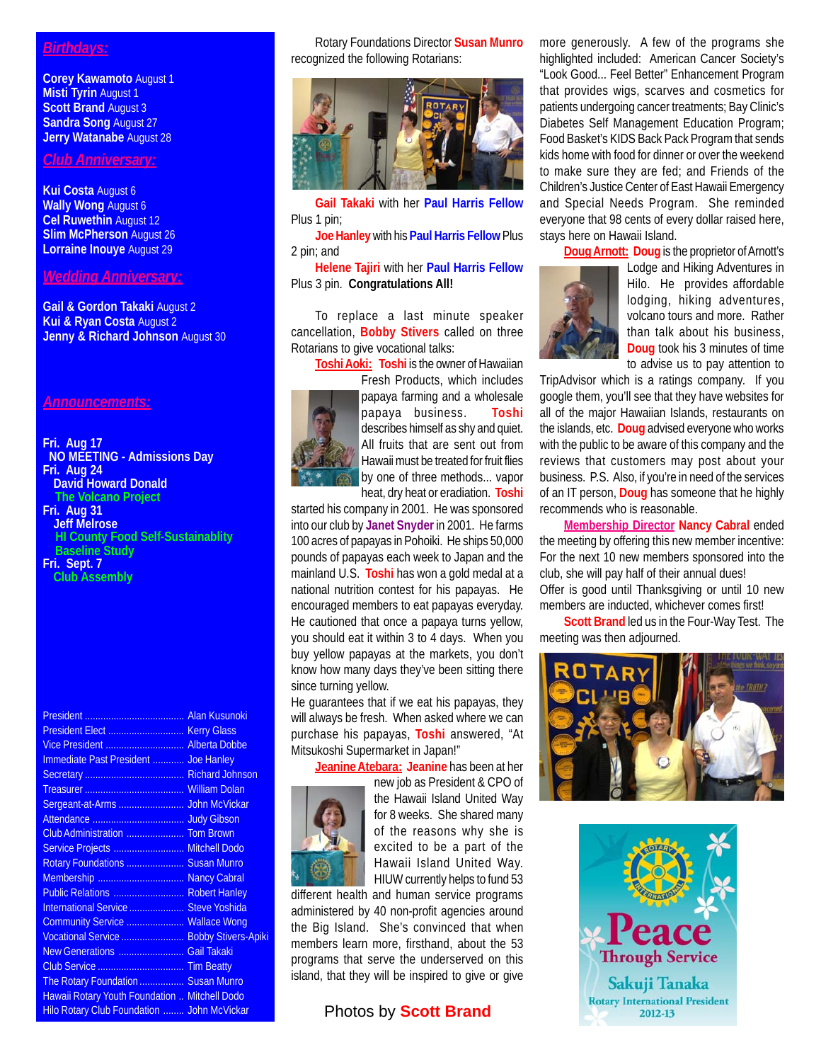## Birthdays:

**Corey Kawamoto** August 1
**Misti Tyrin** August 1
**Scott Brand** August 3
**Sandra Song** August 27
**Jerry Watanabe** August 28

## Club Anniversary:

**Kui Costa** August 6
**Wally Wong** August 6
**Cel Ruwethin** August 12
**Slim McPherson** August 26
**Lorraine Inouye** August 29

## Wedding Anniversary:

**Gail & Gordon Takaki** August 2
**Kui & Ryan Costa** August 2
**Jenny & Richard Johnson** August 30

## Announcements:

**Fri. Aug 17**
**NO MEETING - Admissions Day**
**Fri. Aug 24**
**David Howard Donald**
**The Volcano Project**
**Fri. Aug 31**
**Jeff Melrose**
**HI County Food Self-Sustainablity Baseline Study**
**Fri. Sept. 7**
**Club Assembly**

| | |
|---|---|
| President | Alan Kusunoki |
| President Elect | Kerry Glass |
| Vice President | Alberta Dobbe |
| Immediate Past President | Joe Hanley |
| Secretary | Richard Johnson |
| Treasurer | William Dolan |
| Sergeant-at-Arms | John McVickar |
| Attendance | Judy Gibson |
| Club Administration | Tom Brown |
| Service Projects | Mitchell Dodo |
| Rotary Foundations | Susan Munro |
| Membership | Nancy Cabral |
| Public Relations | Robert Hanley |
| International Service | Steve Yoshida |
| Community Service | Wallace Wong |
| Vocational Service | Bobby Stivers-Apiki |
| New Generations | Gail Takaki |
| Club Service | Tim Beatty |
| The Rotary Foundation | Susan Munro |
| Hawaii Rotary Youth Foundation | Mitchell Dodo |
| Hilo Rotary Club Foundation | John McVickar |

Rotary Foundations Director **Susan Munro** recognized the following Rotarians:

**Gail Takaki** with her **Paul Harris Fellow** Plus 1 pin;

**Joe Hanley** with his **Paul Harris Fellow** Plus 2 pin; and

**Helene Tajiri** with her **Paul Harris Fellow** Plus 3 pin. **Congratulations All!**

To replace a last minute speaker cancellation, **Bobby Stivers** called on three Rotarians to give vocational talks:

**Toshi Aoki:** **Toshi** is the owner of Hawaiian Fresh Products, which includes papaya farming and a wholesale papaya business. **Toshi** describes himself as shy and quiet. All fruits that are sent out from Hawaii must be treated for fruit flies by one of three methods... vapor heat, dry heat or eradiation. **Toshi** started his company in 2001. He was sponsored into our club by **Janet Snyder** in 2001. He farms 100 acres of papayas in Pohoiki. He ships 50,000 pounds of papayas each week to Japan and the mainland U.S. **Toshi** has won a gold medal at a national nutrition contest for his papayas. He encouraged members to eat papayas everyday. He cautioned that once a papaya turns yellow, you should eat it within 3 to 4 days. When you buy yellow papayas at the markets, you don't know how many days they've been sitting there since turning yellow.
He guarantees that if we eat his papayas, they will always be fresh. When asked where we can purchase his papayas, **Toshi** answered, "At Mitsukoshi Supermarket in Japan!"

**Jeanine Atebara:** **Jeanine** has been at her new job as President & CPO of the Hawaii Island United Way for 8 weeks. She shared many of the reasons why she is excited to be a part of the Hawaii Island United Way. HIUW currently helps to fund 53 different health and human service programs administered by 40 non-profit agencies around the Big Island. She's convinced that when members learn more, firsthand, about the 53 programs that serve the underserved on this island, that they will be inspired to give or give more generously. A few of the programs she highlighted included: American Cancer Society's "Look Good... Feel Better" Enhancement Program that provides wigs, scarves and cosmetics for patients undergoing cancer treatments; Bay Clinic's Diabetes Self Management Education Program; Food Basket's KIDS Back Pack Program that sends kids home with food for dinner or over the weekend to make sure they are fed; and Friends of the Children's Justice Center of East Hawaii Emergency and Special Needs Program. She reminded everyone that 98 cents of every dollar raised here, stays here on Hawaii Island.

**Doug Arnott:** **Doug** is the proprietor of Arnott's Lodge and Hiking Adventures in Hilo. He provides affordable lodging, hiking adventures, volcano tours and more. Rather than talk about his business, **Doug** took his 3 minutes of time to advise us to pay attention to TripAdvisor which is a ratings company. If you google them, you'll see that they have websites for all of the major Hawaiian Islands, restaurants on the islands, etc. **Doug** advised everyone who works with the public to be aware of this company and the reviews that customers may post about your business. P.S. Also, if you're in need of the services of an IT person, **Doug** has someone that he highly recommends who is reasonable.

**Membership Director** **Nancy Cabral** ended the meeting by offering this new member incentive: For the next 10 new members sponsored into the club, she will pay half of their annual dues! Offer is good until Thanksgiving or until 10 new members are inducted, whichever comes first!

**Scott Brand** led us in the Four-Way Test. The meeting was then adjourned.

Photos by **Scott Brand**